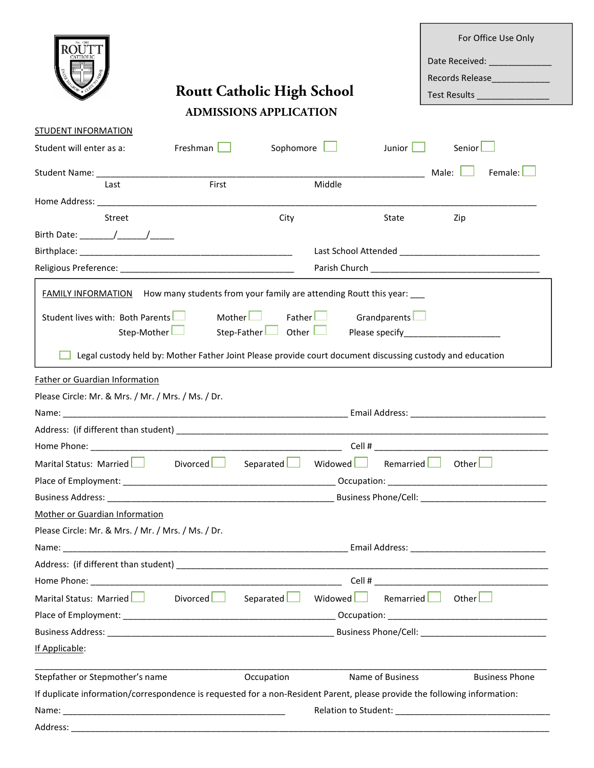For Office Use Only

Date Received: _____________

Records Release____________

Test Results _______________

# Routt Catholic High School

## ADMISSIONS APPLICATION

STUDENT INFORMATION

Student will enter as a: Freshman ☐ Sophomore ☐ Junior ☐ Senior ☐

Student Name: ______________________________________________________________ Male: ☐ Female: ☐

Last First Middle

Home Address: ___________________________________________________________________________

Street City State Zip

Birth Date: _______/______/_____

Birthplace: _____________________________________________ Last School Attended ______________________________

Religious Preference: ____________________________________ Parish Church ____________________________________

FAMILY INFORMATION How many students from your family are attending Routt this year: ___

Student lives with: Both Parents ☐ Mother ☐ Father ☐ Grandparents ☐

Step-Mother ☐ Step-Father ☐ Other ☐ Please specify____________________

☐ Legal custody held by: Mother Father Joint Please provide court document discussing custody and education

Father or Guardian Information

Please Circle: Mr. & Mrs. / Mr. / Mrs. / Ms. / Dr.

Name: _________________________________________________________ Email Address: ____________________________

Address: (if different than student) _____________________________________________________________________

Home Phone: ___________________________________________________ Cell # ____________________________________

Marital Status: Married ☐ Divorced ☐ Separated ☐ Widowed ☐ Remarried ☐ Other ☐

Place of Employment: ______________________________________________ Occupation: ________________________________

Business Address: _________________________________________________ Business Phone/Cell: ___________________________

Mother or Guardian Information

Please Circle: Mr. & Mrs. / Mr. / Mrs. / Ms. / Dr.

Name: _________________________________________________________ Email Address: ____________________________

Address: (if different than student) _____________________________________________________________________

Home Phone: ___________________________________________________ Cell # ____________________________________

Marital Status: Married ☐ Divorced ☐ Separated ☐ Widowed ☐ Remarried ☐ Other ☐

Place of Employment: ______________________________________________ Occupation: ________________________________

Business Address: _________________________________________________ Business Phone/Cell: ___________________________

If Applicable:

_____________________________________________________________________________________________________

Stepfather or Stepmother's name Occupation Name of Business Business Phone

If duplicate information/correspondence is requested for a non-Resident Parent, please provide the following information:

Name: ________________________________________________ Relation to Student: ________________________________

Address: _____________________________________________________________________________________________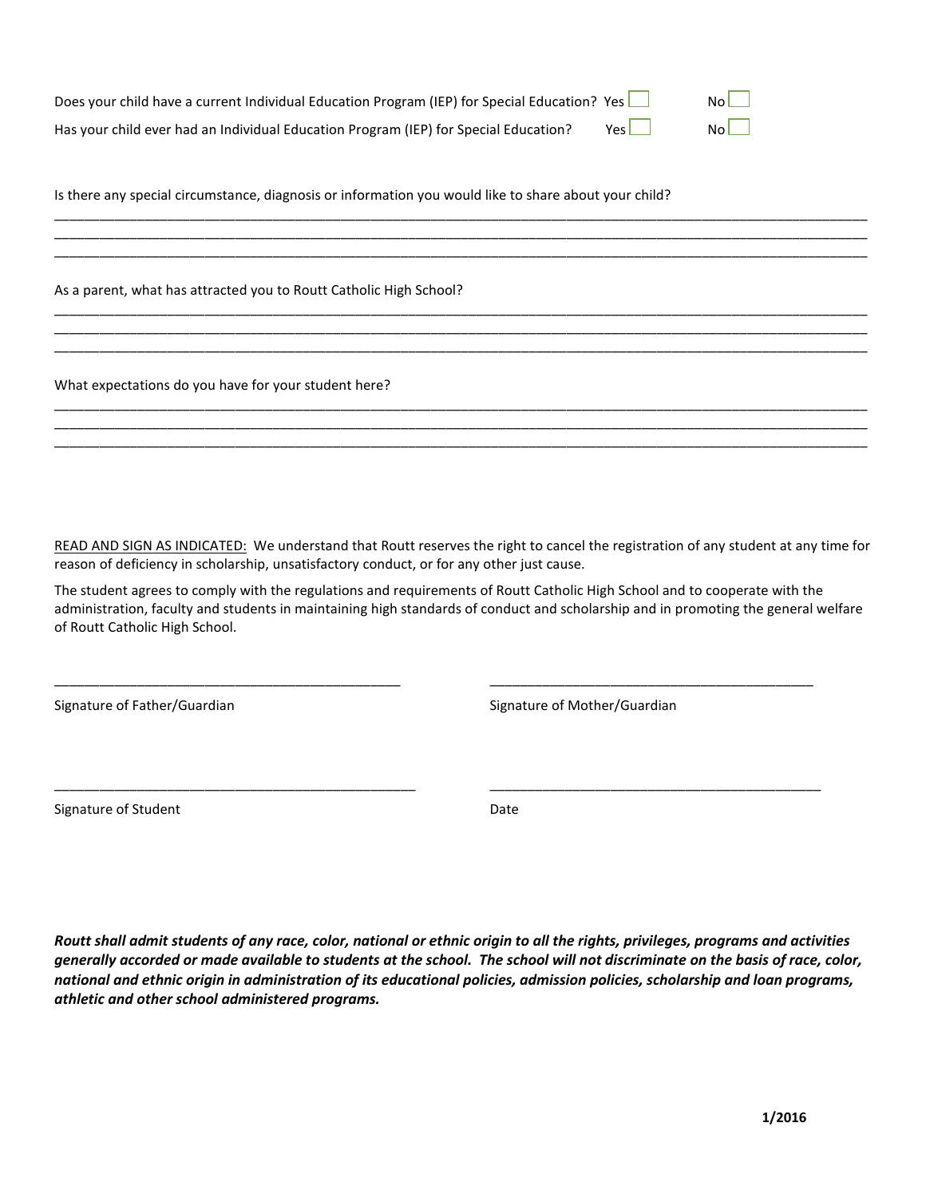Does your child have a current Individual Education Program (IEP) for Special Education? Yes ☐ No ☐

Has your child ever had an Individual Education Program (IEP) for Special Education? Yes ☐ No ☐

Is there any special circumstance, diagnosis or information you would like to share about your child?

\_\_\_\_\_\_\_\_\_\_\_\_\_\_\_\_\_\_\_\_\_\_\_\_\_\_\_\_\_\_\_\_\_\_\_\_\_\_\_\_\_\_\_\_\_\_\_\_\_\_\_\_\_\_\_\_\_\_\_\_\_\_\_\_\_\_\_\_\_\_\_\_\_\_\_\_\_\_

\_\_\_\_\_\_\_\_\_\_\_\_\_\_\_\_\_\_\_\_\_\_\_\_\_\_\_\_\_\_\_\_\_\_\_\_\_\_\_\_\_\_\_\_\_\_\_\_\_\_\_\_\_\_\_\_\_\_\_\_\_\_\_\_\_\_\_\_\_\_\_\_\_\_\_\_\_\_

\_\_\_\_\_\_\_\_\_\_\_\_\_\_\_\_\_\_\_\_\_\_\_\_\_\_\_\_\_\_\_\_\_\_\_\_\_\_\_\_\_\_\_\_\_\_\_\_\_\_\_\_\_\_\_\_\_\_\_\_\_\_\_\_\_\_\_\_\_\_\_\_\_\_\_\_\_\_

As a parent, what has attracted you to Routt Catholic High School?

\_\_\_\_\_\_\_\_\_\_\_\_\_\_\_\_\_\_\_\_\_\_\_\_\_\_\_\_\_\_\_\_\_\_\_\_\_\_\_\_\_\_\_\_\_\_\_\_\_\_\_\_\_\_\_\_\_\_\_\_\_\_\_\_\_\_\_\_\_\_\_\_\_\_\_\_\_\_

\_\_\_\_\_\_\_\_\_\_\_\_\_\_\_\_\_\_\_\_\_\_\_\_\_\_\_\_\_\_\_\_\_\_\_\_\_\_\_\_\_\_\_\_\_\_\_\_\_\_\_\_\_\_\_\_\_\_\_\_\_\_\_\_\_\_\_\_\_\_\_\_\_\_\_\_\_\_

\_\_\_\_\_\_\_\_\_\_\_\_\_\_\_\_\_\_\_\_\_\_\_\_\_\_\_\_\_\_\_\_\_\_\_\_\_\_\_\_\_\_\_\_\_\_\_\_\_\_\_\_\_\_\_\_\_\_\_\_\_\_\_\_\_\_\_\_\_\_\_\_\_\_\_\_\_\_

What expectations do you have for your student here?

\_\_\_\_\_\_\_\_\_\_\_\_\_\_\_\_\_\_\_\_\_\_\_\_\_\_\_\_\_\_\_\_\_\_\_\_\_\_\_\_\_\_\_\_\_\_\_\_\_\_\_\_\_\_\_\_\_\_\_\_\_\_\_\_\_\_\_\_\_\_\_\_\_\_\_\_\_\_

\_\_\_\_\_\_\_\_\_\_\_\_\_\_\_\_\_\_\_\_\_\_\_\_\_\_\_\_\_\_\_\_\_\_\_\_\_\_\_\_\_\_\_\_\_\_\_\_\_\_\_\_\_\_\_\_\_\_\_\_\_\_\_\_\_\_\_\_\_\_\_\_\_\_\_\_\_\_

\_\_\_\_\_\_\_\_\_\_\_\_\_\_\_\_\_\_\_\_\_\_\_\_\_\_\_\_\_\_\_\_\_\_\_\_\_\_\_\_\_\_\_\_\_\_\_\_\_\_\_\_\_\_\_\_\_\_\_\_\_\_\_\_\_\_\_\_\_\_\_\_\_\_\_\_\_\_

<u>READ AND SIGN AS INDICATED:</u> We understand that Routt reserves the right to cancel the registration of any student at any time for reason of deficiency in scholarship, unsatisfactory conduct, or for any other just cause.

The student agrees to comply with the regulations and requirements of Routt Catholic High School and to cooperate with the administration, faculty and students in maintaining high standards of conduct and scholarship and in promoting the general welfare of Routt Catholic High School.

\_\_\_\_\_\_\_\_\_\_\_\_\_\_\_\_\_\_\_\_\_\_\_\_\_\_\_\_\_\_\_\_\_\_\_\_\_\_ \_\_\_\_\_\_\_\_\_\_\_\_\_\_\_\_\_\_\_\_\_\_\_\_\_\_\_\_\_\_\_\_\_\_\_\_\_\_

Signature of Father/Guardian Signature of Mother/Guardian

\_\_\_\_\_\_\_\_\_\_\_\_\_\_\_\_\_\_\_\_\_\_\_\_\_\_\_\_\_\_\_\_\_\_\_\_\_\_ \_\_\_\_\_\_\_\_\_\_\_\_\_\_\_\_\_\_\_\_\_\_\_\_\_\_\_\_\_\_\_\_\_\_\_\_\_\_

Signature of Student Date

***Routt shall admit students of any race, color, national or ethnic origin to all the rights, privileges, programs and activities generally accorded or made available to students at the school. The school will not discriminate on the basis of race, color, national and ethnic origin in administration of its educational policies, admission policies, scholarship and loan programs, athletic and other school administered programs.***

**1/2016**